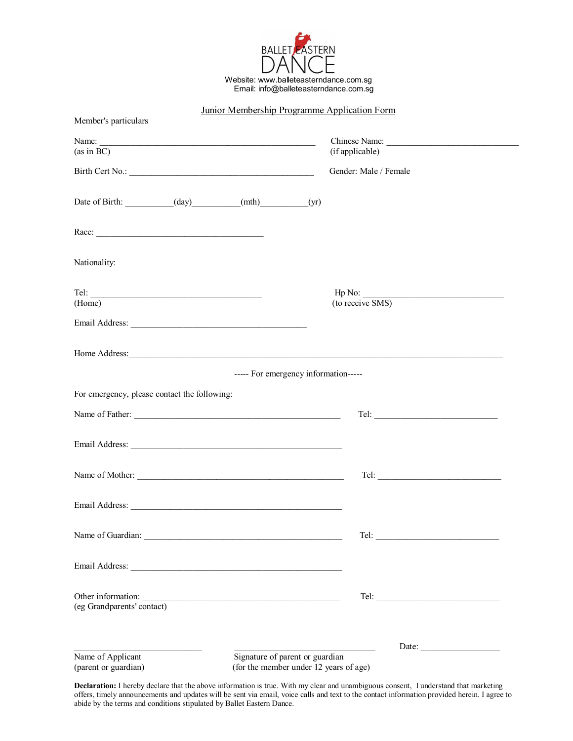BALLET EASTERN DANCE

Website: www.balleteasterndance.com.sg
Email: info@balleteasterndance.com.sg

## Junior Membership Programme Application Form

Member's particulars

Name: ______________________________ (as in BC)

Chinese Name: ______________________________ (if applicable)

Birth Cert No.: ______________________________

Gender: Male / Female

Date of Birth: __________(day)__________(mth)__________(yr)

Race: ______________________________

Nationality: ______________________________

Tel: ______________________________ (Home)

Hp No: ______________________________ (to receive SMS)

Email Address: ______________________________

Home Address: ______________________________

----- For emergency information-----

For emergency, please contact the following:

Name of Father: ______________________________ Tel: ______________________________

Email Address: ______________________________

Name of Mother: ______________________________ Tel: ______________________________

Email Address: ______________________________

Name of Guardian: ______________________________ Tel: ______________________________

Email Address: ______________________________

Other information: ______________________________ Tel: ______________________________
(eg Grandparents' contact)

______________________________
Name of Applicant
(parent or guardian)

______________________________
Signature of parent or guardian
(for the member under 12 years of age)

Date: ______________________________

**Declaration:** I hereby declare that the above information is true. With my clear and unambiguous consent, I understand that marketing offers, timely announcements and updates will be sent via email, voice calls and text to the contact information provided herein. I agree to abide by the terms and conditions stipulated by Ballet Eastern Dance.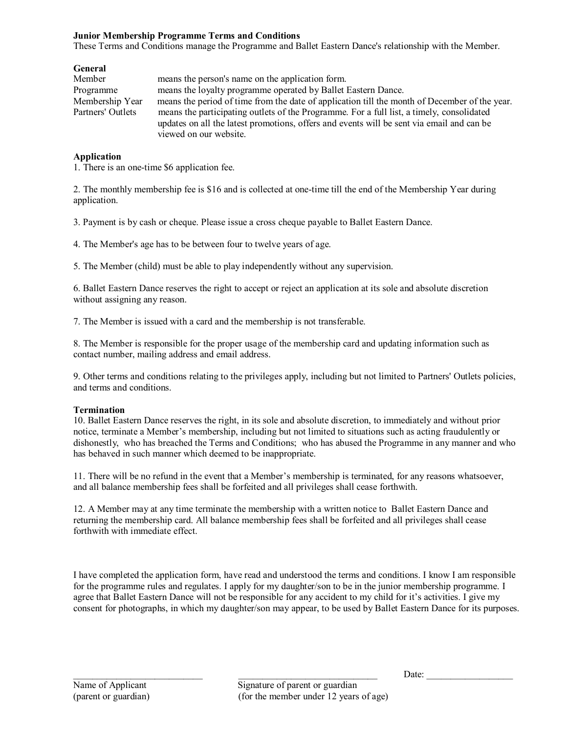**Junior Membership Programme Terms and Conditions**
These Terms and Conditions manage the Programme and Ballet Eastern Dance's relationship with the Member.

**General**

| | |
|---|---|
| Member | means the person's name on the application form. |
| Programme | means the loyalty programme operated by Ballet Eastern Dance. |
| Membership Year | means the period of time from the date of application till the month of December of the year. |
| Partners' Outlets | means the participating outlets of the Programme. For a full list, a timely, consolidated updates on all the latest promotions, offers and events will be sent via email and can be viewed on our website. |

**Application**

1. There is an one-time $6 application fee.

2. The monthly membership fee is $16 and is collected at one-time till the end of the Membership Year during application.

3. Payment is by cash or cheque. Please issue a cross cheque payable to Ballet Eastern Dance.

4. The Member's age has to be between four to twelve years of age.

5. The Member (child) must be able to play independently without any supervision.

6. Ballet Eastern Dance reserves the right to accept or reject an application at its sole and absolute discretion without assigning any reason.

7. The Member is issued with a card and the membership is not transferable.

8. The Member is responsible for the proper usage of the membership card and updating information such as contact number, mailing address and email address.

9. Other terms and conditions relating to the privileges apply, including but not limited to Partners' Outlets policies, and terms and conditions.

**Termination**

10. Ballet Eastern Dance reserves the right, in its sole and absolute discretion, to immediately and without prior notice, terminate a Member's membership, including but not limited to situations such as acting fraudulently or dishonestly, who has breached the Terms and Conditions; who has abused the Programme in any manner and who has behaved in such manner which deemed to be inappropriate.

11. There will be no refund in the event that a Member's membership is terminated, for any reasons whatsoever, and all balance membership fees shall be forfeited and all privileges shall cease forthwith.

12. A Member may at any time terminate the membership with a written notice to Ballet Eastern Dance and returning the membership card. All balance membership fees shall be forfeited and all privileges shall cease forthwith with immediate effect.

I have completed the application form, have read and understood the terms and conditions. I know I am responsible for the programme rules and regulates. I apply for my daughter/son to be in the junior membership programme. I agree that Ballet Eastern Dance will not be responsible for any accident to my child for it's activities. I give my consent for photographs, in which my daughter/son may appear, to be used by Ballet Eastern Dance for its purposes.

\_\_\_\_\_\_\_\_\_\_\_\_\_\_\_\_\_\_\_\_\_\_\_\_\_\_\_\_ \_\_\_\_\_\_\_\_\_\_\_\_\_\_\_\_\_\_\_\_\_\_\_\_\_\_\_\_\_\_\_\_ Date: \_\_\_\_\_\_\_\_\_\_\_\_\_\_\_\_\_\_\_

Name of Applicant (parent or guardian)

Signature of parent or guardian (for the member under 12 years of age)